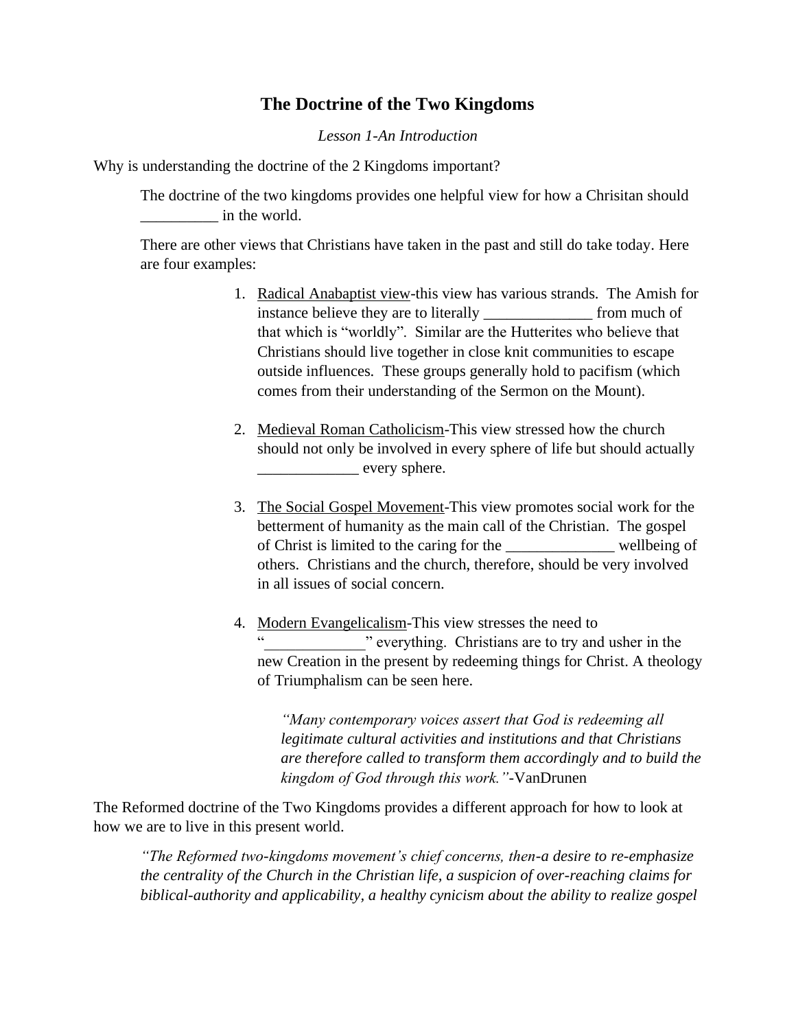# The Doctrine of the Two Kingdoms

*Lesson 1-An Introduction*

Why is understanding the doctrine of the 2 Kingdoms important?

The doctrine of the two kingdoms provides one helpful view for how a Chrisitan should __________ in the world.

There are other views that Christians have taken in the past and still do take today. Here are four examples:

1. Radical Anabaptist view-this view has various strands. The Amish for instance believe they are to literally ______________ from much of that which is "worldly". Similar are the Hutterites who believe that Christians should live together in close knit communities to escape outside influences. These groups generally hold to pacifism (which comes from their understanding of the Sermon on the Mount).

2. Medieval Roman Catholicism-This view stressed how the church should not only be involved in every sphere of life but should actually _____________ every sphere.

3. The Social Gospel Movement-This view promotes social work for the betterment of humanity as the main call of the Christian. The gospel of Christ is limited to the caring for the ______________ wellbeing of others. Christians and the church, therefore, should be very involved in all issues of social concern.

4. Modern Evangelicalism-This view stresses the need to "_____________" everything. Christians are to try and usher in the new Creation in the present by redeeming things for Christ. A theology of Triumphalism can be seen here.

   *"Many contemporary voices assert that God is redeeming all legitimate cultural activities and institutions and that Christians are therefore called to transform them accordingly and to build the kingdom of God through this work."*-VanDrunen

The Reformed doctrine of the Two Kingdoms provides a different approach for how to look at how we are to live in this present world.

*"The Reformed two-kingdoms movement's chief concerns, then-a desire to re-emphasize the centrality of the Church in the Christian life, a suspicion of over-reaching claims for biblical-authority and applicability, a healthy cynicism about the ability to realize gospel*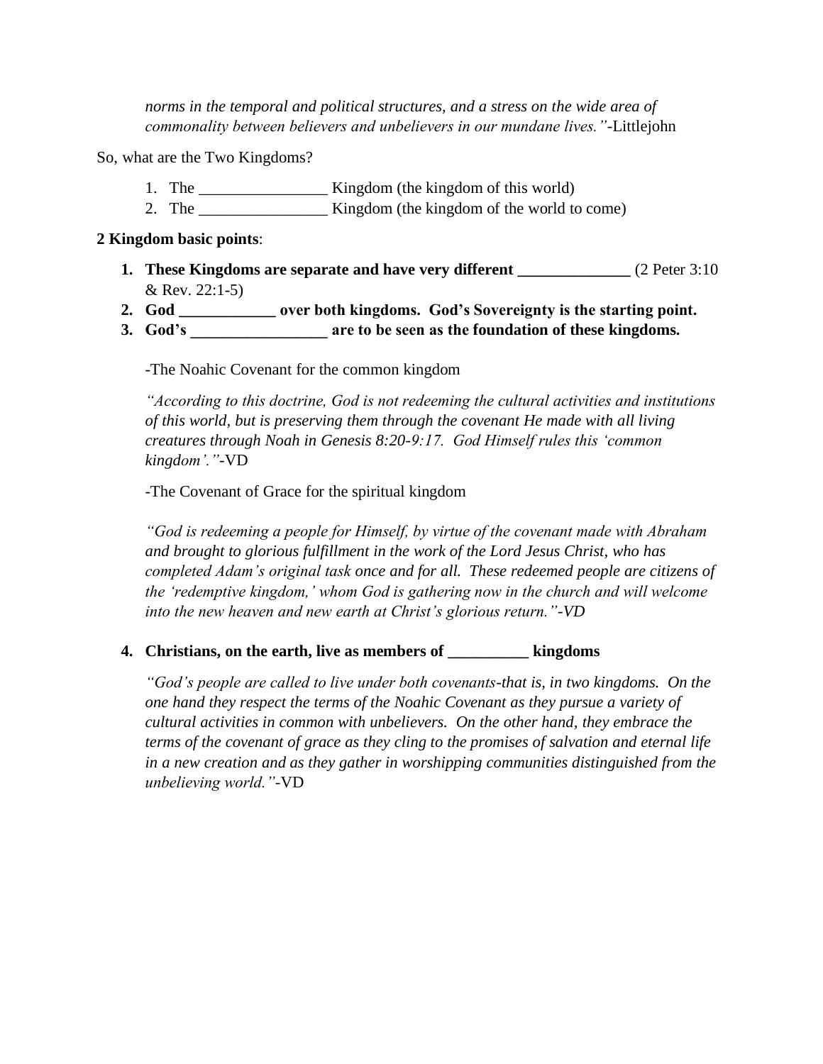*norms in the temporal and political structures, and a stress on the wide area of commonality between believers and unbelievers in our mundane lives."*-Littlejohn

So, what are the Two Kingdoms?

1. The ________________ Kingdom (the kingdom of this world)
2. The ________________ Kingdom (the kingdom of the world to come)

**2 Kingdom basic points**:

1. **These Kingdoms are separate and have very different ______________** (2 Peter 3:10 & Rev. 22:1-5)
2. **God ____________ over both kingdoms. God's Sovereignty is the starting point.**
3. **God's _________________ are to be seen as the foundation of these kingdoms.**

   -The Noahic Covenant for the common kingdom

   *"According to this doctrine, God is not redeeming the cultural activities and institutions of this world, but is preserving them through the covenant He made with all living creatures through Noah in Genesis 8:20-9:17. God Himself rules this 'common kingdom'."*-VD

   -The Covenant of Grace for the spiritual kingdom

   *"God is redeeming a people for Himself, by virtue of the covenant made with Abraham and brought to glorious fulfillment in the work of the Lord Jesus Christ, who has completed Adam's original task once and for all. These redeemed people are citizens of the 'redemptive kingdom,' whom God is gathering now in the church and will welcome into the new heaven and new earth at Christ's glorious return."-VD*

4. **Christians, on the earth, live as members of __________ kingdoms**

   *"God's people are called to live under both covenants-that is, in two kingdoms. On the one hand they respect the terms of the Noahic Covenant as they pursue a variety of cultural activities in common with unbelievers. On the other hand, they embrace the terms of the covenant of grace as they cling to the promises of salvation and eternal life in a new creation and as they gather in worshipping communities distinguished from the unbelieving world."*-VD